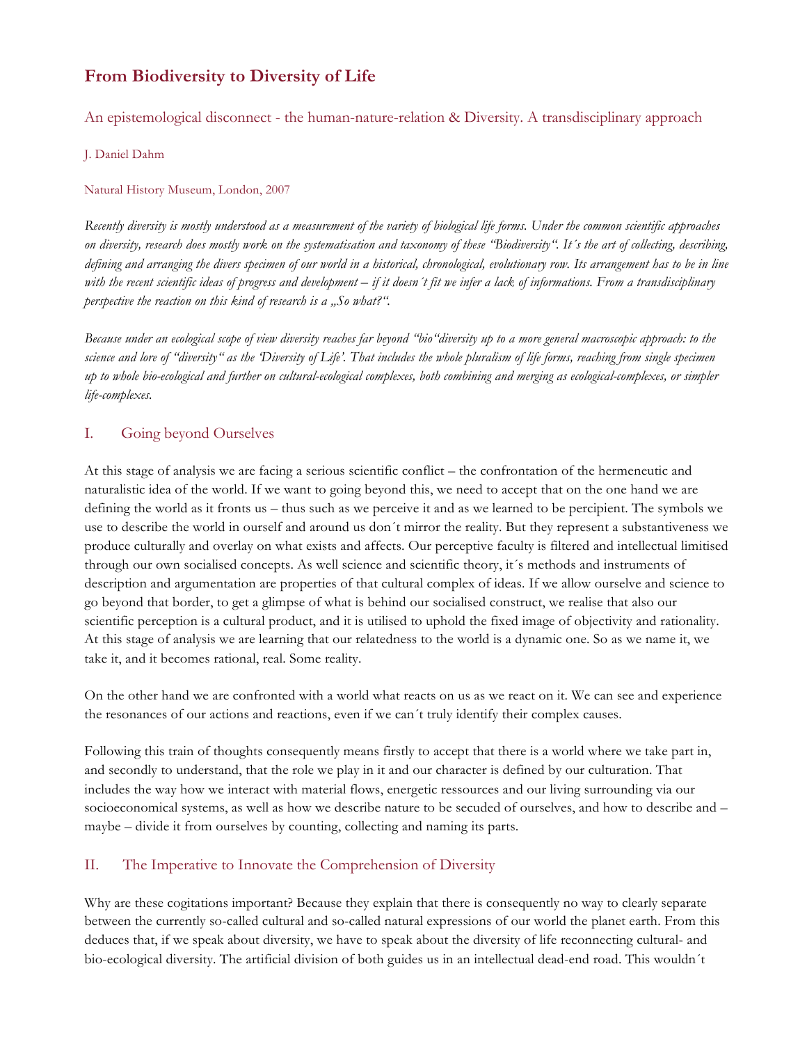# From Biodiversity to Diversity of Life

## An epistemological disconnect - the human-nature-relation & Diversity. A transdisciplinary approach

J. Daniel Dahm

Natural History Museum, London, 2007

*Recently diversity is mostly understood as a measurement of the variety of biological life forms. Under the common scientific approaches on diversity, research does mostly work on the systematisation and taxonomy of these "Biodiversity". It´s the art of collecting, describing, defining and arranging the divers specimen of our world in a historical, chronological, evolutionary row. Its arrangement has to be in line with the recent scientific ideas of progress and development – if it doesn´t fit we infer a lack of informations. From a transdisciplinary perspective the reaction on this kind of research is a „So what?".*

*Because under an ecological scope of view diversity reaches far beyond "bio"diversity up to a more general macroscopic approach: to the science and lore of "diversity" as the 'Diversity of Life'. That includes the whole pluralism of life forms, reaching from single specimen up to whole bio-ecological and further on cultural-ecological complexes, both combining and merging as ecological-complexes, or simpler life-complexes.*

## I. Going beyond Ourselves

At this stage of analysis we are facing a serious scientific conflict – the confrontation of the hermeneutic and naturalistic idea of the world. If we want to going beyond this, we need to accept that on the one hand we are defining the world as it fronts us – thus such as we perceive it and as we learned to be percipient. The symbols we use to describe the world in ourself and around us don´t mirror the reality. But they represent a substantiveness we produce culturally and overlay on what exists and affects. Our perceptive faculty is filtered and intellectual limitised through our own socialised concepts. As well science and scientific theory, it´s methods and instruments of description and argumentation are properties of that cultural complex of ideas. If we allow ourselve and science to go beyond that border, to get a glimpse of what is behind our socialised construct, we realise that also our scientific perception is a cultural product, and it is utilised to uphold the fixed image of objectivity and rationality. At this stage of analysis we are learning that our relatedness to the world is a dynamic one. So as we name it, we take it, and it becomes rational, real. Some reality.

On the other hand we are confronted with a world what reacts on us as we react on it. We can see and experience the resonances of our actions and reactions, even if we can´t truly identify their complex causes.

Following this train of thoughts consequently means firstly to accept that there is a world where we take part in, and secondly to understand, that the role we play in it and our character is defined by our culturation. That includes the way how we interact with material flows, energetic ressources and our living surrounding via our socioeconomical systems, as well as how we describe nature to be secuded of ourselves, and how to describe and – maybe – divide it from ourselves by counting, collecting and naming its parts.

## II. The Imperative to Innovate the Comprehension of Diversity

Why are these cogitations important? Because they explain that there is consequently no way to clearly separate between the currently so-called cultural and so-called natural expressions of our world the planet earth. From this deduces that, if we speak about diversity, we have to speak about the diversity of life reconnecting cultural- and bio-ecological diversity. The artificial division of both guides us in an intellectual dead-end road. This wouldn´t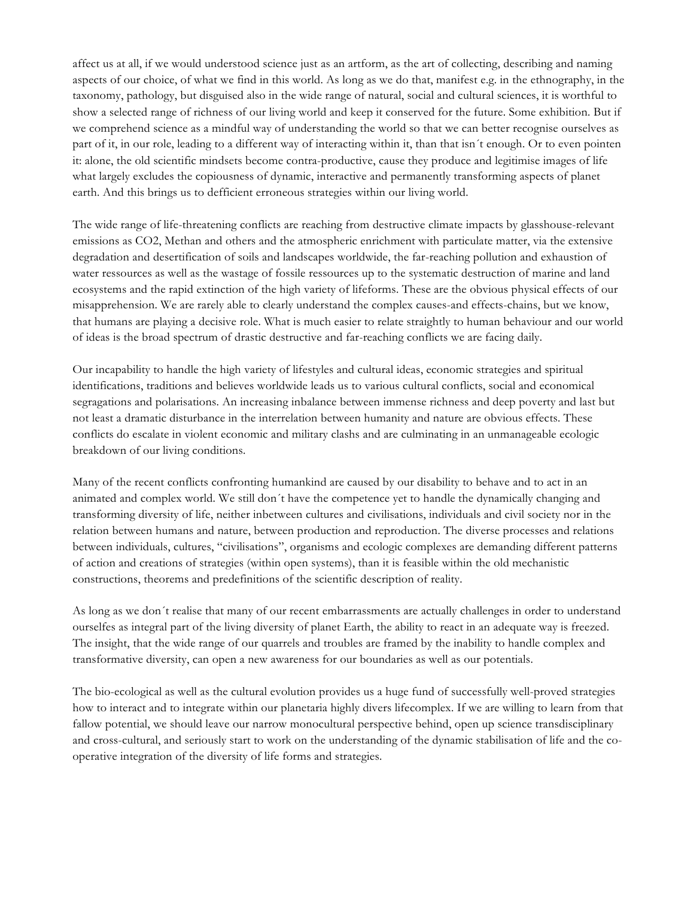affect us at all, if we would understood science just as an artform, as the art of collecting, describing and naming aspects of our choice, of what we find in this world. As long as we do that, manifest e.g. in the ethnography, in the taxonomy, pathology, but disguised also in the wide range of natural, social and cultural sciences, it is worthful to show a selected range of richness of our living world and keep it conserved for the future. Some exhibition. But if we comprehend science as a mindful way of understanding the world so that we can better recognise ourselves as part of it, in our role, leading to a different way of interacting within it, than that isn´t enough. Or to even pointen it: alone, the old scientific mindsets become contra-productive, cause they produce and legitimise images of life what largely excludes the copiousness of dynamic, interactive and permanently transforming aspects of planet earth. And this brings us to defficient erroneous strategies within our living world.

The wide range of life-threatening conflicts are reaching from destructive climate impacts by glasshouse-relevant emissions as CO2, Methan and others and the atmospheric enrichment with particulate matter, via the extensive degradation and desertification of soils and landscapes worldwide, the far-reaching pollution and exhaustion of water ressources as well as the wastage of fossile ressources up to the systematic destruction of marine and land ecosystems and the rapid extinction of the high variety of lifeforms. These are the obvious physical effects of our misapprehension. We are rarely able to clearly understand the complex causes-and effects-chains, but we know, that humans are playing a decisive role. What is much easier to relate straightly to human behaviour and our world of ideas is the broad spectrum of drastic destructive and far-reaching conflicts we are facing daily.

Our incapability to handle the high variety of lifestyles and cultural ideas, economic strategies and spiritual identifications, traditions and believes worldwide leads us to various cultural conflicts, social and economical segragations and polarisations. An increasing inbalance between immense richness and deep poverty and last but not least a dramatic disturbance in the interrelation between humanity and nature are obvious effects. These conflicts do escalate in violent economic and military clashs and are culminating in an unmanageable ecologic breakdown of our living conditions.

Many of the recent conflicts confronting humankind are caused by our disability to behave and to act in an animated and complex world. We still don´t have the competence yet to handle the dynamically changing and transforming diversity of life, neither inbetween cultures and civilisations, individuals and civil society nor in the relation between humans and nature, between production and reproduction. The diverse processes and relations between individuals, cultures, "civilisations", organisms and ecologic complexes are demanding different patterns of action and creations of strategies (within open systems), than it is feasible within the old mechanistic constructions, theorems and predefinitions of the scientific description of reality.

As long as we don´t realise that many of our recent embarrassments are actually challenges in order to understand ourselfes as integral part of the living diversity of planet Earth, the ability to react in an adequate way is freezed. The insight, that the wide range of our quarrels and troubles are framed by the inability to handle complex and transformative diversity, can open a new awareness for our boundaries as well as our potentials.

The bio-ecological as well as the cultural evolution provides us a huge fund of successfully well-proved strategies how to interact and to integrate within our planetaria highly divers lifecomplex. If we are willing to learn from that fallow potential, we should leave our narrow monocultural perspective behind, open up science transdisciplinary and cross-cultural, and seriously start to work on the understanding of the dynamic stabilisation of life and the co-operative integration of the diversity of life forms and strategies.